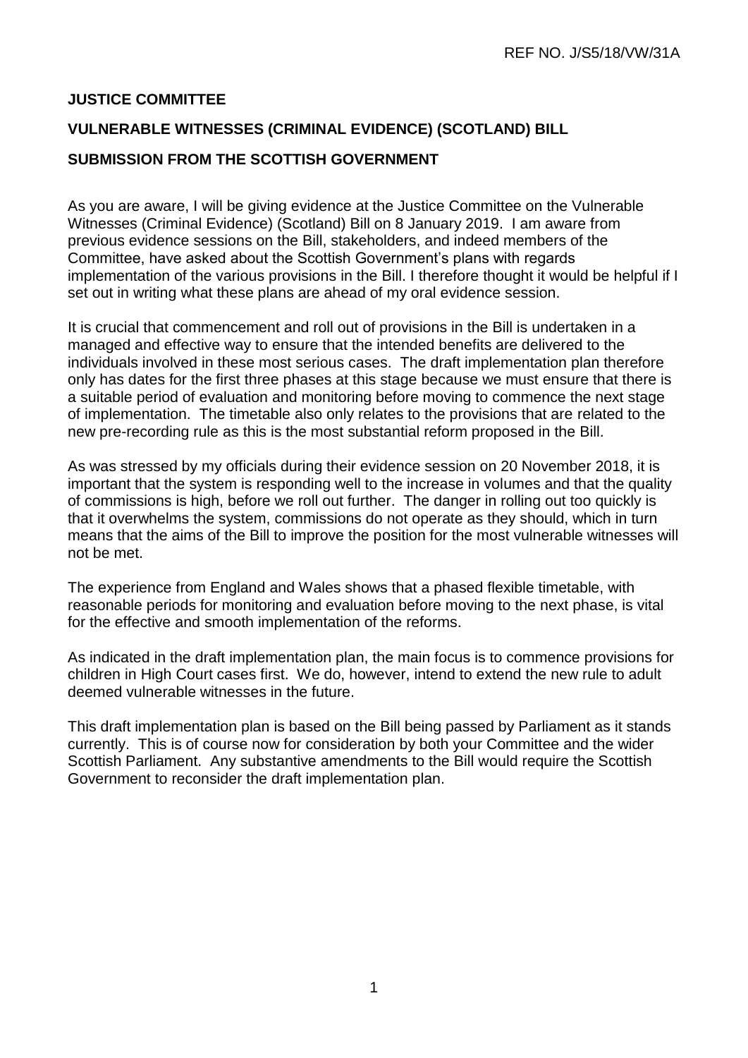REF NO. J/S5/18/VW/31A

**JUSTICE COMMITTEE**

**VULNERABLE WITNESSES (CRIMINAL EVIDENCE) (SCOTLAND) BILL**

**SUBMISSION FROM THE SCOTTISH GOVERNMENT**

As you are aware, I will be giving evidence at the Justice Committee on the Vulnerable Witnesses (Criminal Evidence) (Scotland) Bill on 8 January 2019. I am aware from previous evidence sessions on the Bill, stakeholders, and indeed members of the Committee, have asked about the Scottish Government's plans with regards implementation of the various provisions in the Bill. I therefore thought it would be helpful if I set out in writing what these plans are ahead of my oral evidence session.

It is crucial that commencement and roll out of provisions in the Bill is undertaken in a managed and effective way to ensure that the intended benefits are delivered to the individuals involved in these most serious cases. The draft implementation plan therefore only has dates for the first three phases at this stage because we must ensure that there is a suitable period of evaluation and monitoring before moving to commence the next stage of implementation. The timetable also only relates to the provisions that are related to the new pre-recording rule as this is the most substantial reform proposed in the Bill.

As was stressed by my officials during their evidence session on 20 November 2018, it is important that the system is responding well to the increase in volumes and that the quality of commissions is high, before we roll out further. The danger in rolling out too quickly is that it overwhelms the system, commissions do not operate as they should, which in turn means that the aims of the Bill to improve the position for the most vulnerable witnesses will not be met.

The experience from England and Wales shows that a phased flexible timetable, with reasonable periods for monitoring and evaluation before moving to the next phase, is vital for the effective and smooth implementation of the reforms.

As indicated in the draft implementation plan, the main focus is to commence provisions for children in High Court cases first. We do, however, intend to extend the new rule to adult deemed vulnerable witnesses in the future.

This draft implementation plan is based on the Bill being passed by Parliament as it stands currently. This is of course now for consideration by both your Committee and the wider Scottish Parliament. Any substantive amendments to the Bill would require the Scottish Government to reconsider the draft implementation plan.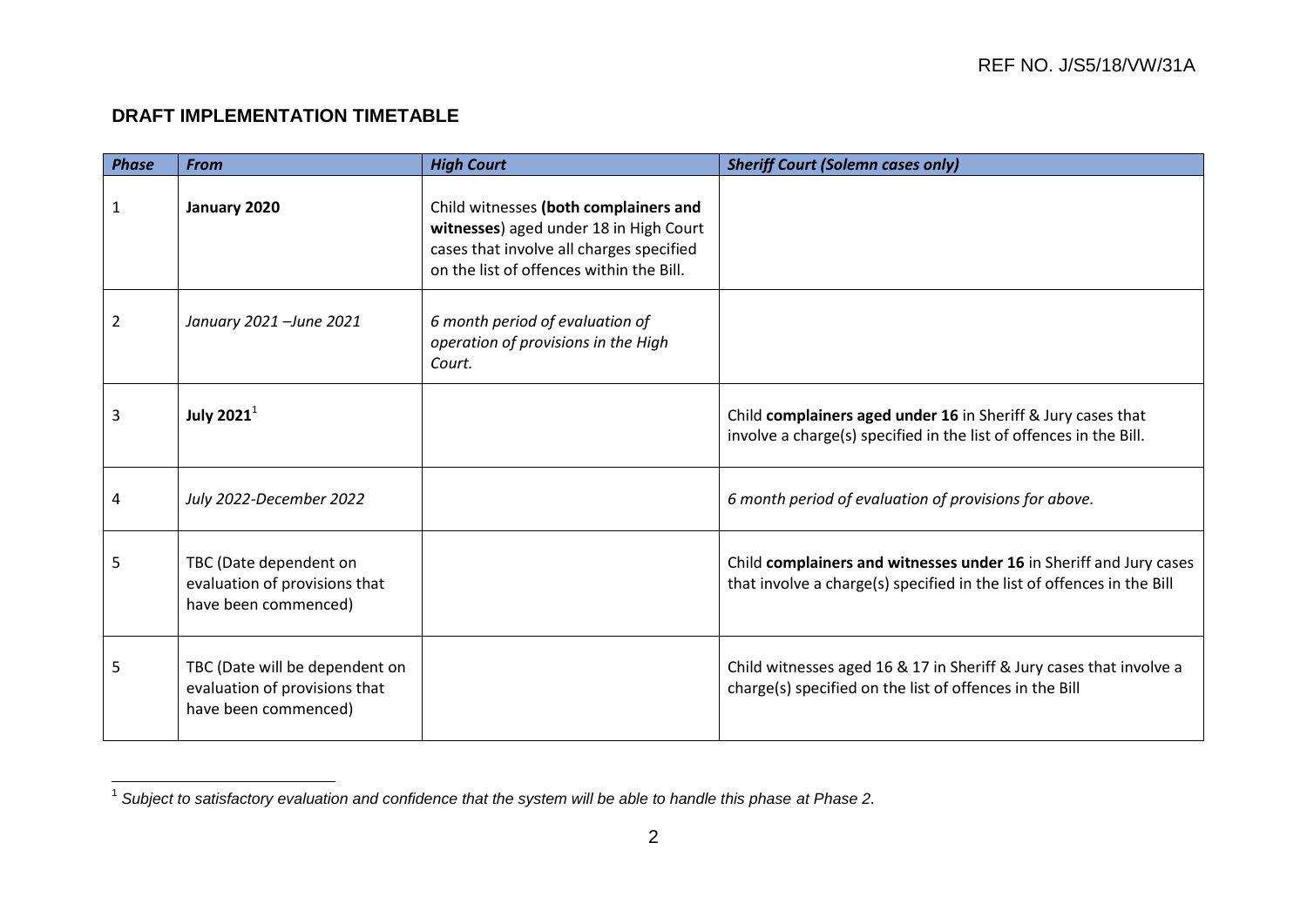REF NO. J/S5/18/VW/31A

## DRAFT IMPLEMENTATION TIMETABLE

| ***Phase*** | ***From*** | ***High Court*** | ***Sheriff Court (Solemn cases only)*** |
|---|---|---|---|
| 1 | **January 2020** | Child witnesses **(both complainers and witnesses**) aged under 18 in High Court cases that involve all charges specified on the list of offences within the Bill. | |
| 2 | *January 2021 –June 2021* | *6 month period of evaluation of operation of provisions in the High Court.* | |
| 3 | **July 2021**[1] | | Child **complainers aged under 16** in Sheriff & Jury cases that involve a charge(s) specified in the list of offences in the Bill. |
| 4 | *July 2022-December 2022* | | *6 month period of evaluation of provisions for above.* |
| 5 | TBC (Date dependent on evaluation of provisions that have been commenced) | | Child **complainers and witnesses under 16** in Sheriff and Jury cases that involve a charge(s) specified in the list of offences in the Bill |
| 5 | TBC (Date will be dependent on evaluation of provisions that have been commenced) | | Child witnesses aged 16 & 17 in Sheriff & Jury cases that involve a charge(s) specified on the list of offences in the Bill |

[1] *Subject to satisfactory evaluation and confidence that the system will be able to handle this phase at Phase 2.*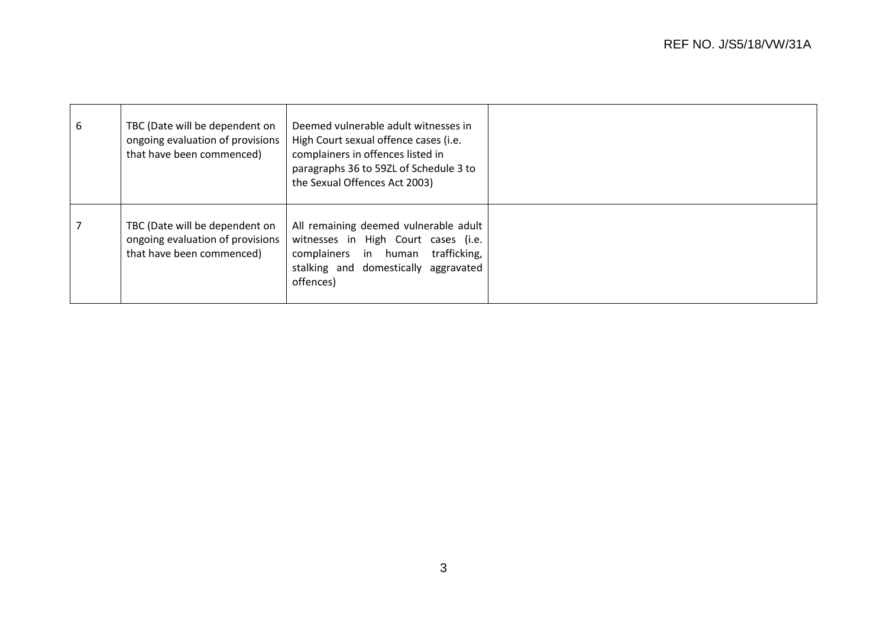| | | | |
|---|---|---|---|
| 6 | TBC (Date will be dependent on ongoing evaluation of provisions that have been commenced) | Deemed vulnerable adult witnesses in High Court sexual offence cases (i.e. complainers in offences listed in paragraphs 36 to 59ZL of Schedule 3 to the Sexual Offences Act 2003) | |
| 7 | TBC (Date will be dependent on ongoing evaluation of provisions that have been commenced) | All remaining deemed vulnerable adult witnesses in High Court cases (i.e. complainers in human trafficking, stalking and domestically aggravated offences) | |